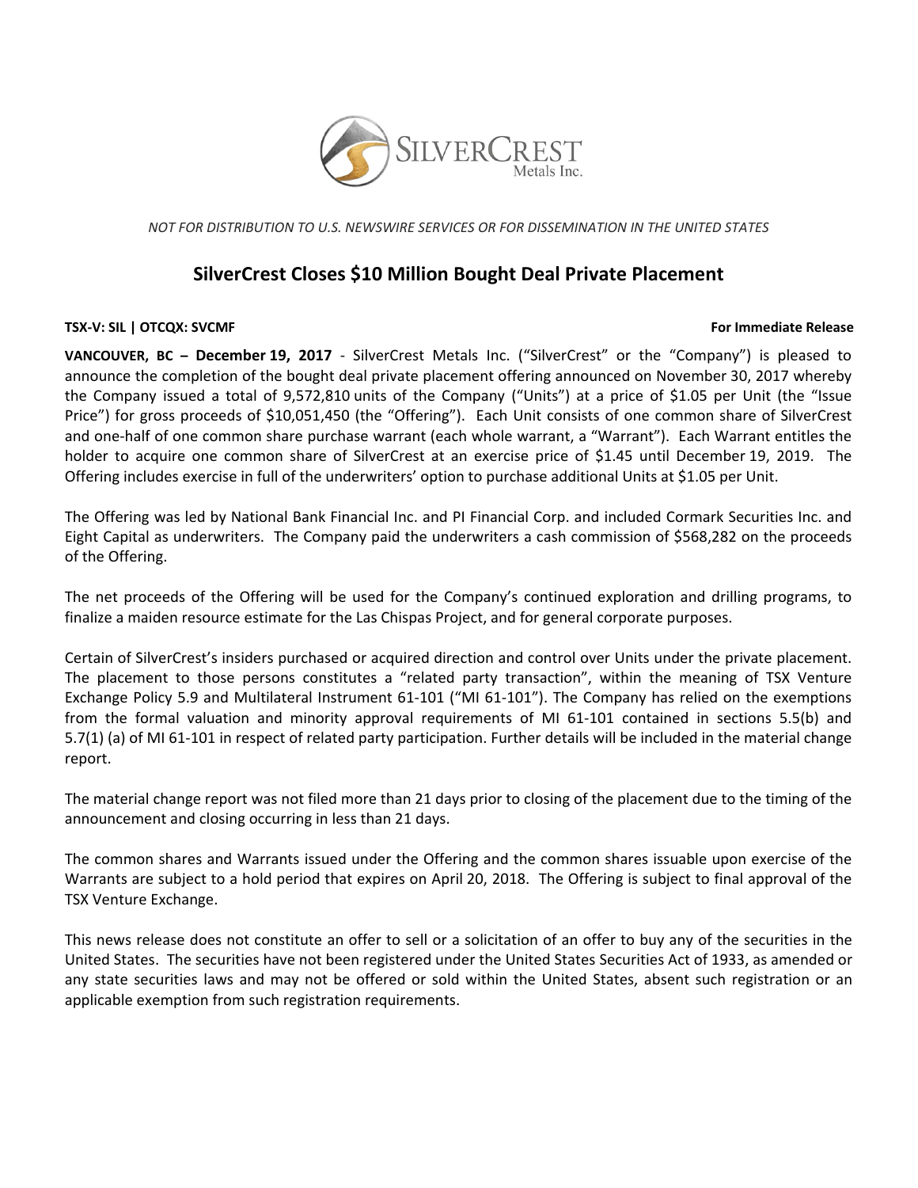*NOT FOR DISTRIBUTION TO U.S. NEWSWIRE SERVICES OR FOR DISSEMINATION IN THE UNITED STATES*

# SilverCrest Closes $10 Million Bought Deal Private Placement

**TSX-V: SIL | OTCQX: SVCMF** **For Immediate Release**

**VANCOUVER, BC – December 19, 2017** - SilverCrest Metals Inc. ("SilverCrest" or the "Company") is pleased to announce the completion of the bought deal private placement offering announced on November 30, 2017 whereby the Company issued a total of 9,572,810 units of the Company ("Units") at a price of $1.05 per Unit (the "Issue Price") for gross proceeds of $10,051,450 (the "Offering"). Each Unit consists of one common share of SilverCrest and one-half of one common share purchase warrant (each whole warrant, a "Warrant"). Each Warrant entitles the holder to acquire one common share of SilverCrest at an exercise price of $1.45 until December 19, 2019. The Offering includes exercise in full of the underwriters' option to purchase additional Units at $1.05 per Unit.

The Offering was led by National Bank Financial Inc. and PI Financial Corp. and included Cormark Securities Inc. and Eight Capital as underwriters. The Company paid the underwriters a cash commission of $568,282 on the proceeds of the Offering.

The net proceeds of the Offering will be used for the Company's continued exploration and drilling programs, to finalize a maiden resource estimate for the Las Chispas Project, and for general corporate purposes.

Certain of SilverCrest's insiders purchased or acquired direction and control over Units under the private placement. The placement to those persons constitutes a "related party transaction", within the meaning of TSX Venture Exchange Policy 5.9 and Multilateral Instrument 61-101 ("MI 61-101"). The Company has relied on the exemptions from the formal valuation and minority approval requirements of MI 61-101 contained in sections 5.5(b) and 5.7(1) (a) of MI 61-101 in respect of related party participation. Further details will be included in the material change report.

The material change report was not filed more than 21 days prior to closing of the placement due to the timing of the announcement and closing occurring in less than 21 days.

The common shares and Warrants issued under the Offering and the common shares issuable upon exercise of the Warrants are subject to a hold period that expires on April 20, 2018. The Offering is subject to final approval of the TSX Venture Exchange.

This news release does not constitute an offer to sell or a solicitation of an offer to buy any of the securities in the United States. The securities have not been registered under the United States Securities Act of 1933, as amended or any state securities laws and may not be offered or sold within the United States, absent such registration or an applicable exemption from such registration requirements.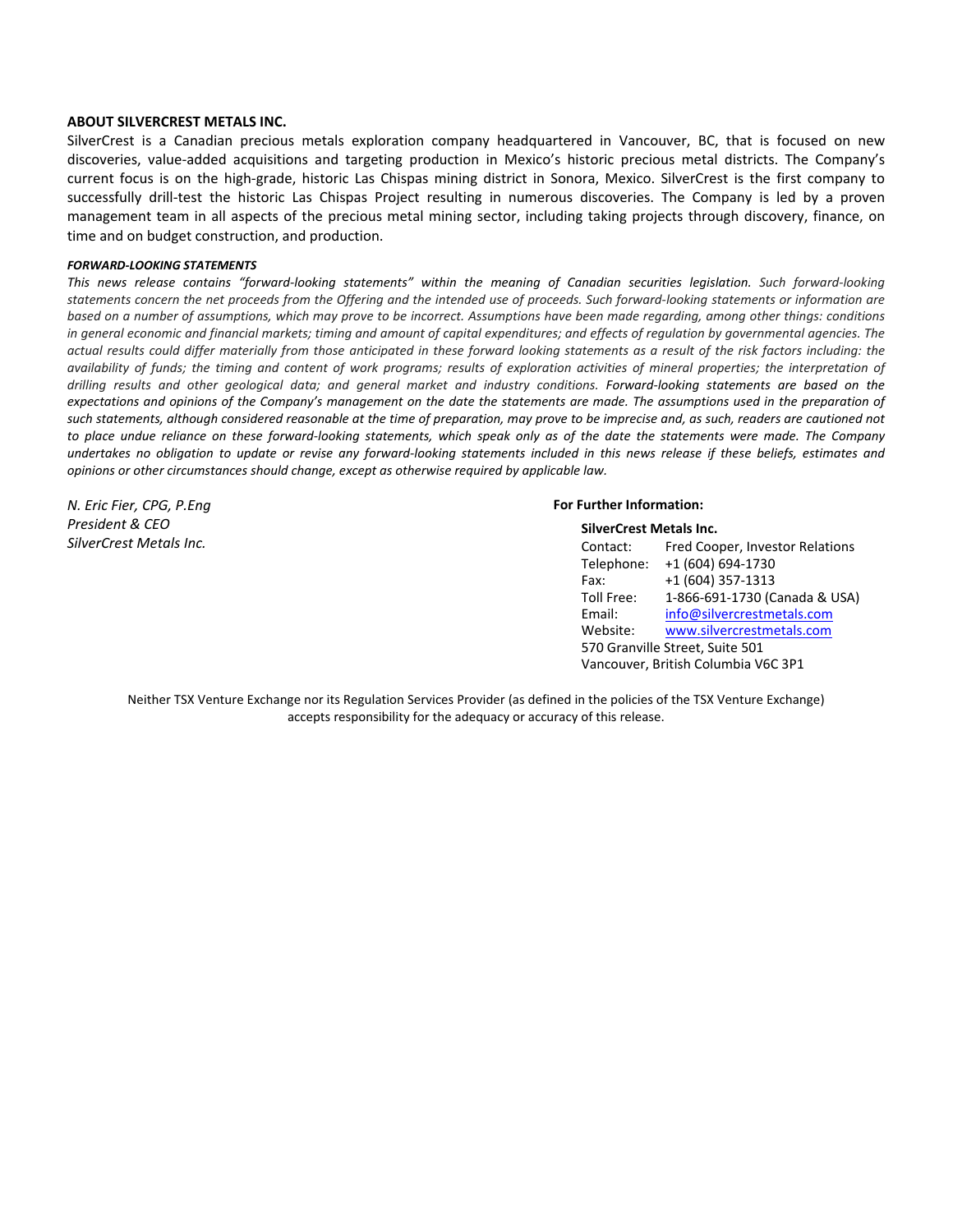**ABOUT SILVERCREST METALS INC.**

SilverCrest is a Canadian precious metals exploration company headquartered in Vancouver, BC, that is focused on new discoveries, value-added acquisitions and targeting production in Mexico's historic precious metal districts. The Company's current focus is on the high-grade, historic Las Chispas mining district in Sonora, Mexico. SilverCrest is the first company to successfully drill-test the historic Las Chispas Project resulting in numerous discoveries. The Company is led by a proven management team in all aspects of the precious metal mining sector, including taking projects through discovery, finance, on time and on budget construction, and production.

***FORWARD-LOOKING STATEMENTS***

*This news release contains "forward-looking statements" within the meaning of Canadian securities legislation. Such forward-looking statements concern the net proceeds from the Offering and the intended use of proceeds. Such forward-looking statements or information are based on a number of assumptions, which may prove to be incorrect. Assumptions have been made regarding, among other things: conditions in general economic and financial markets; timing and amount of capital expenditures; and effects of regulation by governmental agencies. The actual results could differ materially from those anticipated in these forward looking statements as a result of the risk factors including: the availability of funds; the timing and content of work programs; results of exploration activities of mineral properties; the interpretation of drilling results and other geological data; and general market and industry conditions. Forward-looking statements are based on the expectations and opinions of the Company's management on the date the statements are made. The assumptions used in the preparation of such statements, although considered reasonable at the time of preparation, may prove to be imprecise and, as such, readers are cautioned not to place undue reliance on these forward-looking statements, which speak only as of the date the statements were made. The Company undertakes no obligation to update or revise any forward-looking statements included in this news release if these beliefs, estimates and opinions or other circumstances should change, except as otherwise required by applicable law.*

*N. Eric Fier, CPG, P.Eng*
*President & CEO*
*SilverCrest Metals Inc.*

**For Further Information:**

**SilverCrest Metals Inc.**

Contact: Fred Cooper, Investor Relations
Telephone: +1 (604) 694-1730
Fax: +1 (604) 357-1313
Toll Free: 1-866-691-1730 (Canada & USA)
Email: info@silvercrestmetals.com
Website: www.silvercrestmetals.com
570 Granville Street, Suite 501
Vancouver, British Columbia V6C 3P1

Neither TSX Venture Exchange nor its Regulation Services Provider (as defined in the policies of the TSX Venture Exchange) accepts responsibility for the adequacy or accuracy of this release.